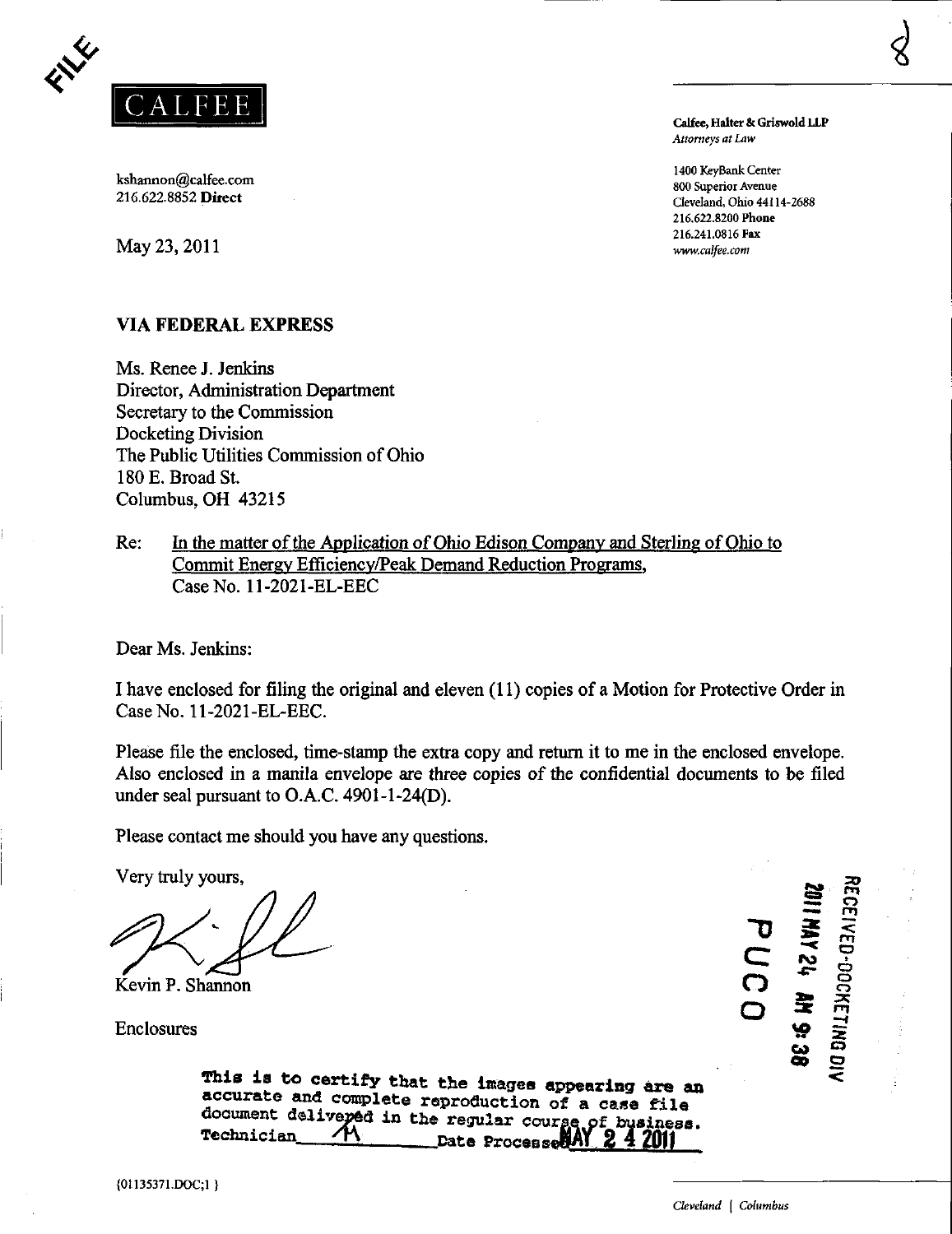FILE

CALFEE

kshannon@calfee.com
216.622.8852 **Direct**

May 23, 2011

**Calfee, Halter & Griswold LLP**
*Attorneys at Law*

1400 KeyBank Center
800 Superior Avenue
Cleveland, Ohio 44114-2688
216.622.8200 **Phone**
216.241.0816 **Fax**
*www.calfee.com*

**VIA FEDERAL EXPRESS**

Ms. Renee J. Jenkins
Director, Administration Department
Secretary to the Commission
Docketing Division
The Public Utilities Commission of Ohio
180 E. Broad St.
Columbus, OH 43215

Re: In the matter of the Application of Ohio Edison Company and Sterling of Ohio to Commit Energy Efficiency/Peak Demand Reduction Programs, Case No. 11-2021-EL-EEC

Dear Ms. Jenkins:

I have enclosed for filing the original and eleven (11) copies of a Motion for Protective Order in Case No. 11-2021-EL-EEC.

Please file the enclosed, time-stamp the extra copy and return it to me in the enclosed envelope. Also enclosed in a manila envelope are three copies of the confidential documents to be filed under seal pursuant to O.A.C. 4901-1-24(D).

Please contact me should you have any questions.

Very truly yours,

Kevin P. Shannon

Enclosures

RECEIVED-DOCKETING DIV
2011 MAY 24 AM 9:38
PUCO

This is to certify that the images appearing are an accurate and complete reproduction of a case file document delivered in the regular course of business.
Technician ____ Date Processed MAY 24 2011

{01135371.DOC;1 }

*Cleveland | Columbus*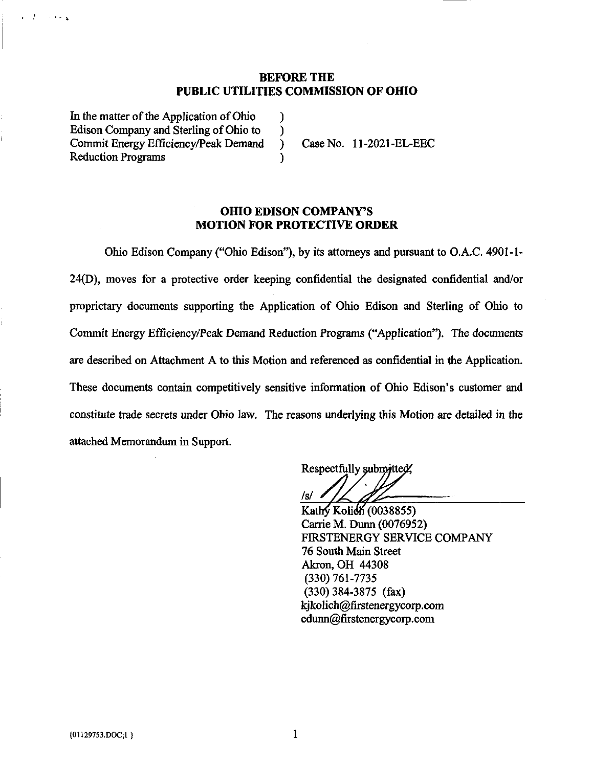**BEFORE THE**
**PUBLIC UTILITIES COMMISSION OF OHIO**

| | | |
|---|---|---|
| In the matter of the Application of Ohio Edison Company and Sterling of Ohio to Commit Energy Efficiency/Peak Demand Reduction Programs | ) ) ) ) | Case No. 11-2021-EL-EEC |

**OHIO EDISON COMPANY'S**
**MOTION FOR PROTECTIVE ORDER**

Ohio Edison Company ("Ohio Edison"), by its attorneys and pursuant to O.A.C. 4901-1-24(D), moves for a protective order keeping confidential the designated confidential and/or proprietary documents supporting the Application of Ohio Edison and Sterling of Ohio to Commit Energy Efficiency/Peak Demand Reduction Programs ("Application"). The documents are described on Attachment A to this Motion and referenced as confidential in the Application. These documents contain competitively sensitive information of Ohio Edison's customer and constitute trade secrets under Ohio law. The reasons underlying this Motion are detailed in the attached Memorandum in Support.

Respectfully submitted,

/s/

Kathy Kolich (0038855)
Carrie M. Dunn (0076952)
FIRSTENERGY SERVICE COMPANY
76 South Main Street
Akron, OH 44308
(330) 761-7735
(330) 384-3875 (fax)
kjkolich@firstenergycorp.com
cdunn@firstenergycorp.com

{01129753.DOC;1 }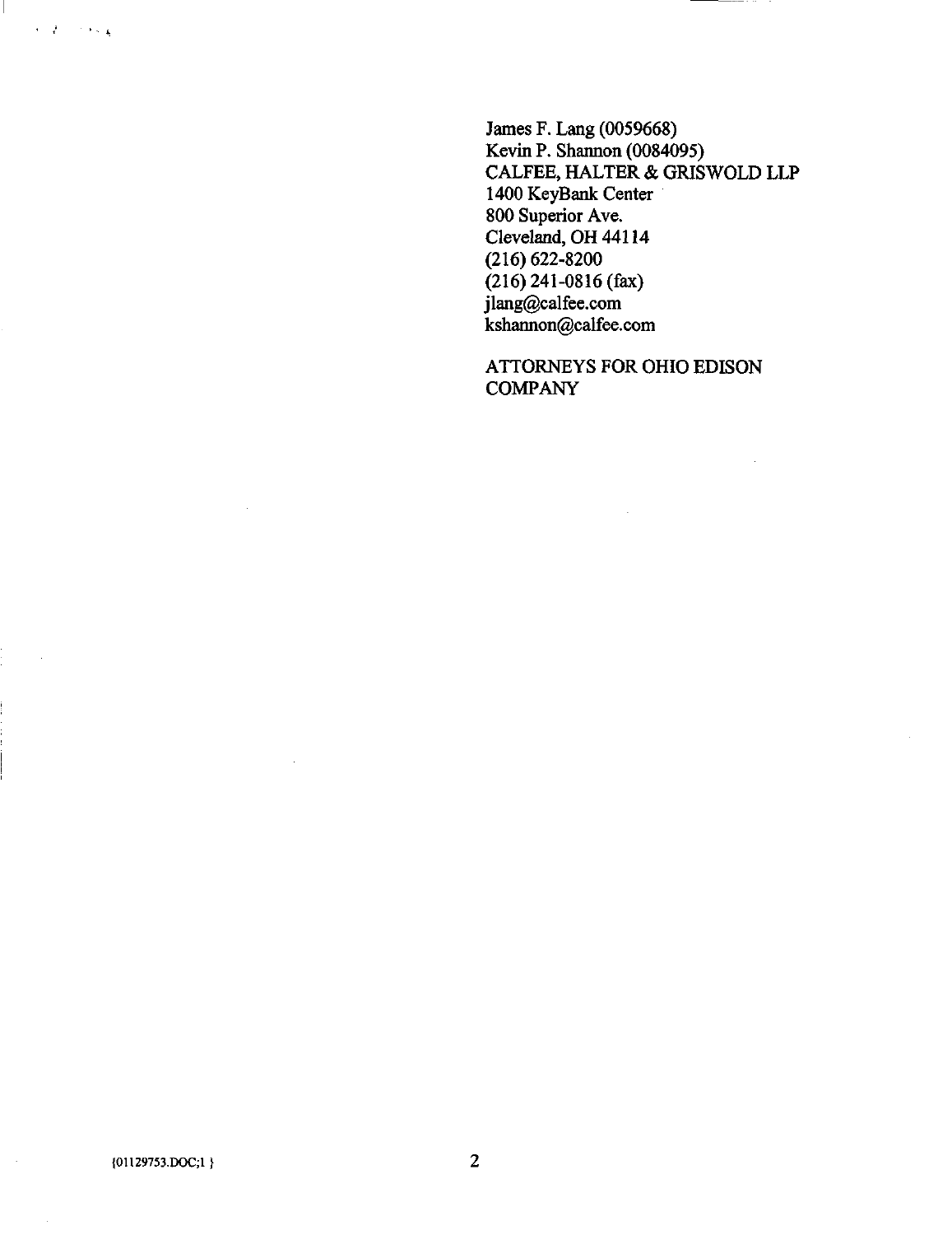James F. Lang (0059668)
Kevin P. Shannon (0084095)
CALFEE, HALTER & GRISWOLD LLP
1400 KeyBank Center
800 Superior Ave.
Cleveland, OH 44114
(216) 622-8200
(216) 241-0816 (fax)
jlang@calfee.com
kshannon@calfee.com

ATTORNEYS FOR OHIO EDISON COMPANY

{01129753.DOC;1 }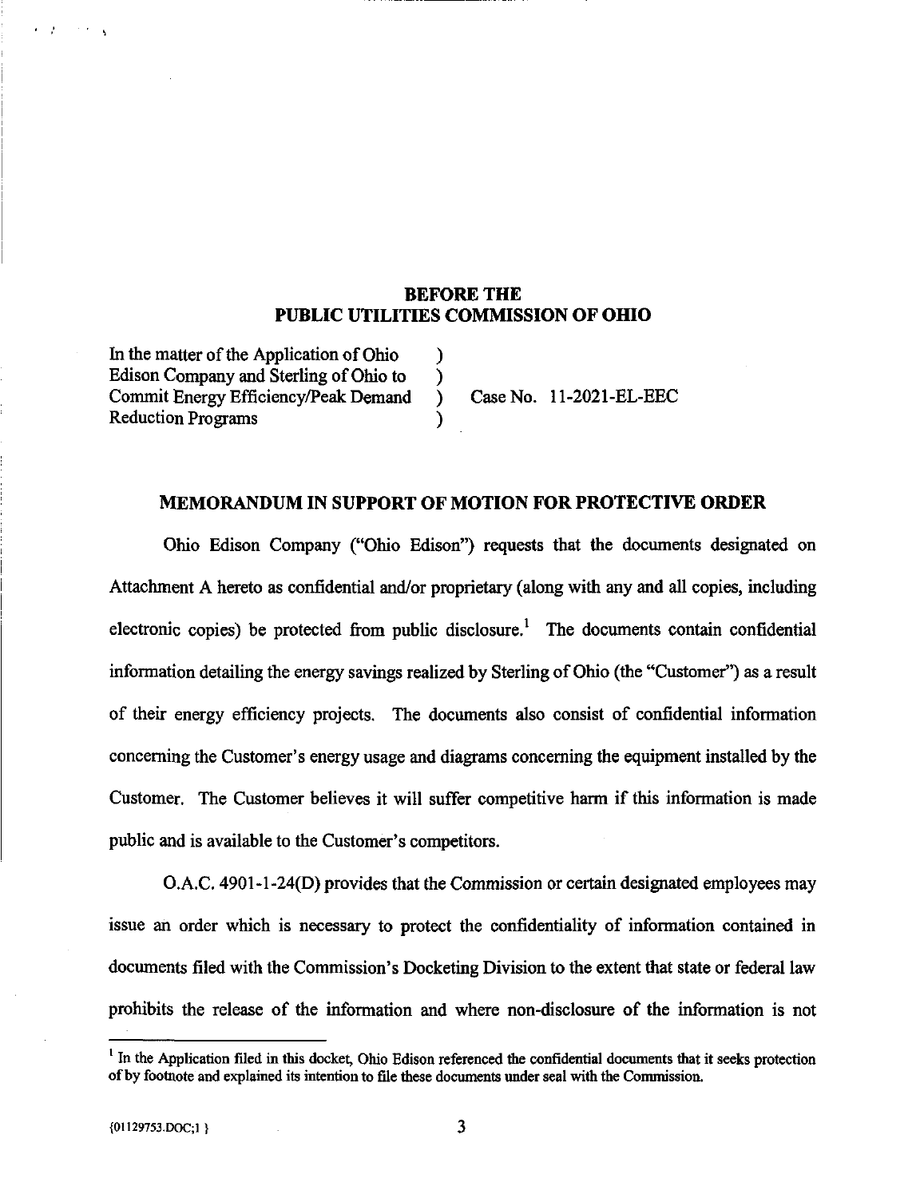**BEFORE THE**
**PUBLIC UTILITIES COMMISSION OF OHIO**

| | | |
|---|---|---|
| In the matter of the Application of Ohio Edison Company and Sterling of Ohio to Commit Energy Efficiency/Peak Demand Reduction Programs | ) ) ) ) | Case No. 11-2021-EL-EEC |

## MEMORANDUM IN SUPPORT OF MOTION FOR PROTECTIVE ORDER

Ohio Edison Company ("Ohio Edison") requests that the documents designated on Attachment A hereto as confidential and/or proprietary (along with any and all copies, including electronic copies) be protected from public disclosure.[1] The documents contain confidential information detailing the energy savings realized by Sterling of Ohio (the "Customer") as a result of their energy efficiency projects. The documents also consist of confidential information concerning the Customer's energy usage and diagrams concerning the equipment installed by the Customer. The Customer believes it will suffer competitive harm if this information is made public and is available to the Customer's competitors.

O.A.C. 4901-1-24(D) provides that the Commission or certain designated employees may issue an order which is necessary to protect the confidentiality of information contained in documents filed with the Commission's Docketing Division to the extent that state or federal law prohibits the release of the information and where non-disclosure of the information is not

[1] In the Application filed in this docket, Ohio Edison referenced the confidential documents that it seeks protection of by footnote and explained its intention to file these documents under seal with the Commission.

{01129753.DOC;1 }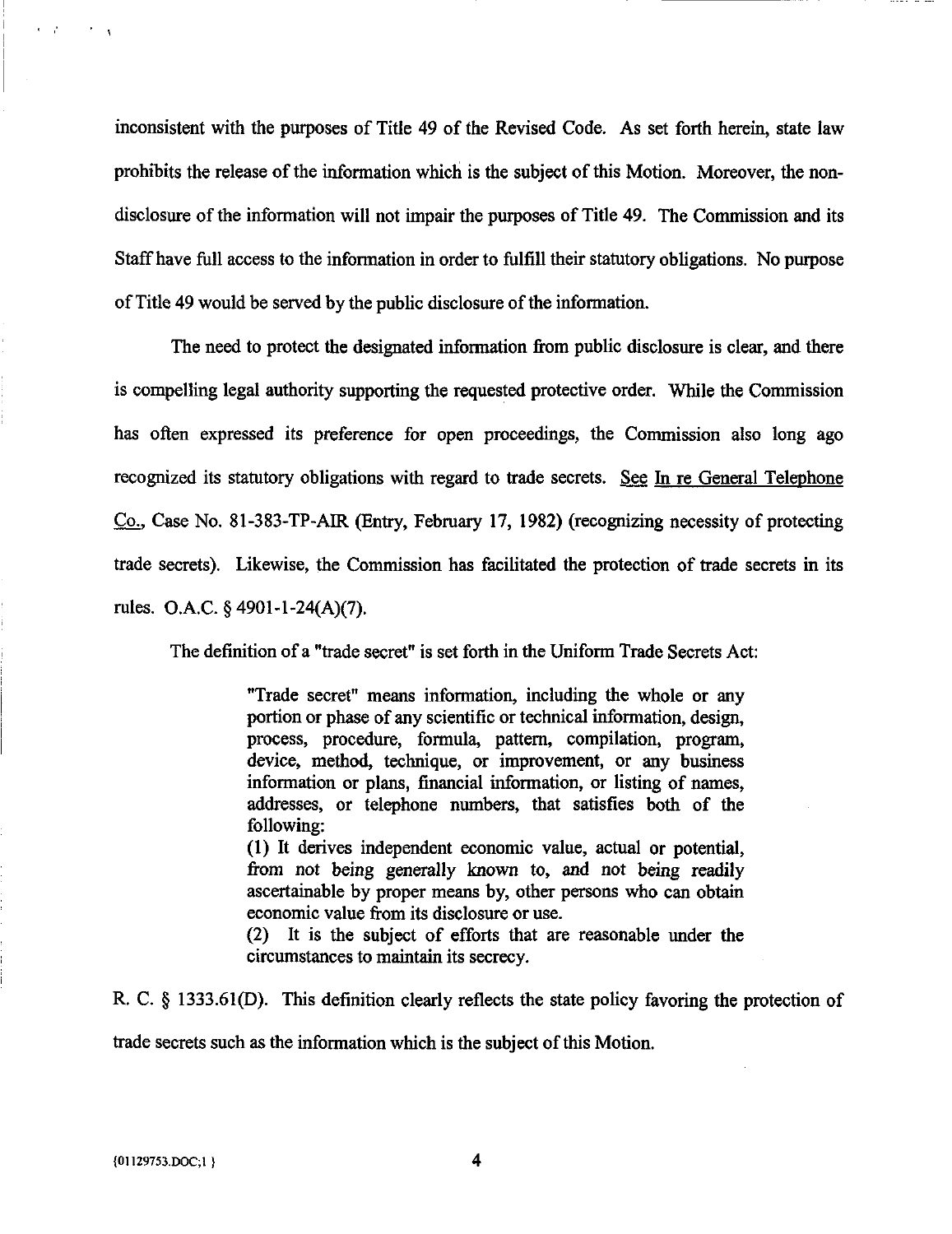inconsistent with the purposes of Title 49 of the Revised Code. As set forth herein, state law prohibits the release of the information which is the subject of this Motion. Moreover, the non-disclosure of the information will not impair the purposes of Title 49. The Commission and its Staff have full access to the information in order to fulfill their statutory obligations. No purpose of Title 49 would be served by the public disclosure of the information.

The need to protect the designated information from public disclosure is clear, and there is compelling legal authority supporting the requested protective order. While the Commission has often expressed its preference for open proceedings, the Commission also long ago recognized its statutory obligations with regard to trade secrets. See In re General Telephone Co., Case No. 81-383-TP-AIR (Entry, February 17, 1982) (recognizing necessity of protecting trade secrets). Likewise, the Commission has facilitated the protection of trade secrets in its rules. O.A.C. § 4901-1-24(A)(7).

The definition of a "trade secret" is set forth in the Uniform Trade Secrets Act:

> "Trade secret" means information, including the whole or any portion or phase of any scientific or technical information, design, process, procedure, formula, pattern, compilation, program, device, method, technique, or improvement, or any business information or plans, financial information, or listing of names, addresses, or telephone numbers, that satisfies both of the following:
> (1) It derives independent economic value, actual or potential, from not being generally known to, and not being readily ascertainable by proper means by, other persons who can obtain economic value from its disclosure or use.
> (2) It is the subject of efforts that are reasonable under the circumstances to maintain its secrecy.

R. C. § 1333.61(D). This definition clearly reflects the state policy favoring the protection of trade secrets such as the information which is the subject of this Motion.

{01129753.DOC;1 }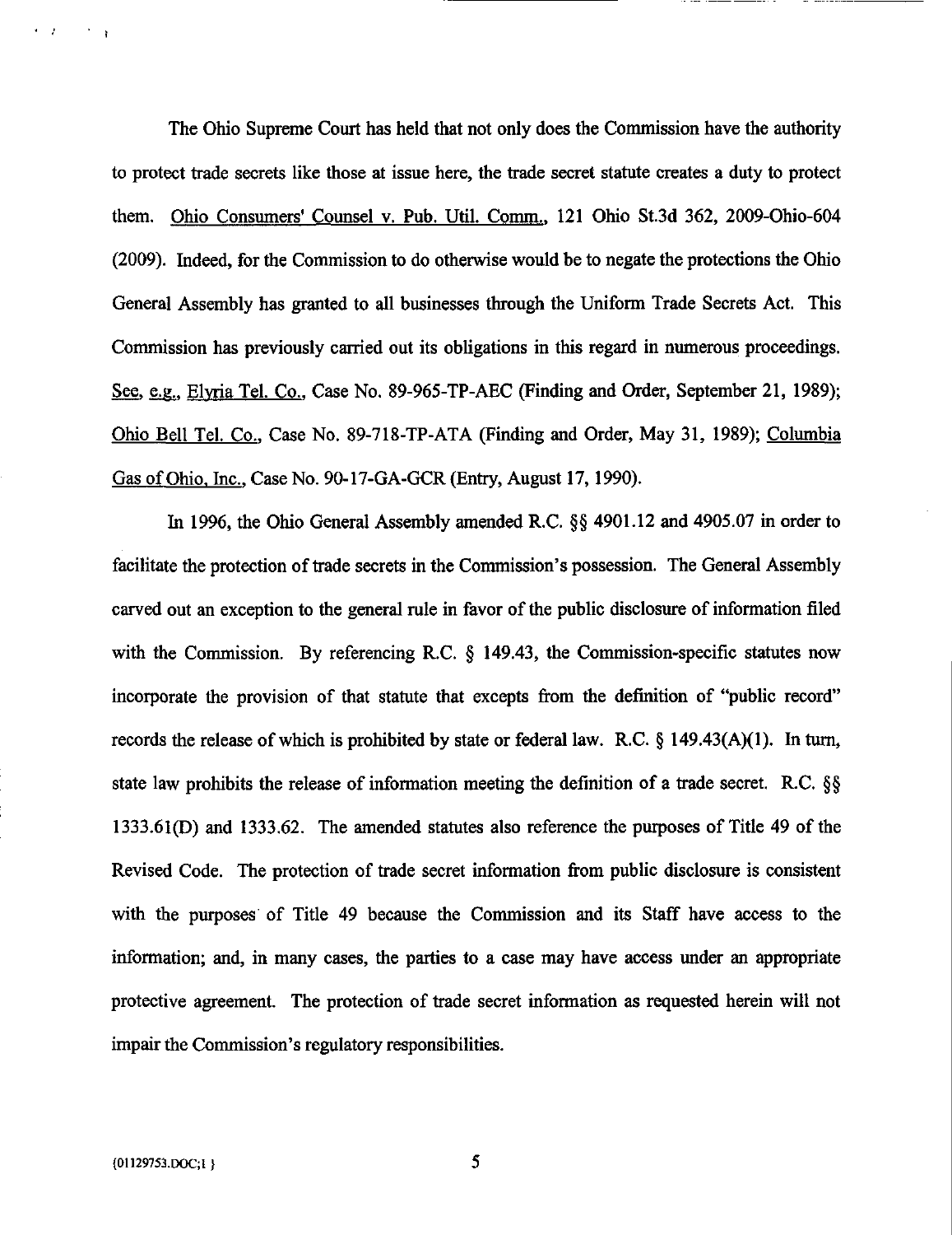The Ohio Supreme Court has held that not only does the Commission have the authority to protect trade secrets like those at issue here, the trade secret statute creates a duty to protect them. Ohio Consumers' Counsel v. Pub. Util. Comm., 121 Ohio St.3d 362, 2009-Ohio-604 (2009). Indeed, for the Commission to do otherwise would be to negate the protections the Ohio General Assembly has granted to all businesses through the Uniform Trade Secrets Act. This Commission has previously carried out its obligations in this regard in numerous proceedings. See, e.g., Elyria Tel. Co., Case No. 89-965-TP-AEC (Finding and Order, September 21, 1989); Ohio Bell Tel. Co., Case No. 89-718-TP-ATA (Finding and Order, May 31, 1989); Columbia Gas of Ohio, Inc., Case No. 90-17-GA-GCR (Entry, August 17, 1990).

In 1996, the Ohio General Assembly amended R.C. §§ 4901.12 and 4905.07 in order to facilitate the protection of trade secrets in the Commission's possession. The General Assembly carved out an exception to the general rule in favor of the public disclosure of information filed with the Commission. By referencing R.C. § 149.43, the Commission-specific statutes now incorporate the provision of that statute that excepts from the definition of "public record" records the release of which is prohibited by state or federal law. R.C. § 149.43(A)(1). In turn, state law prohibits the release of information meeting the definition of a trade secret. R.C. §§ 1333.61(D) and 1333.62. The amended statutes also reference the purposes of Title 49 of the Revised Code. The protection of trade secret information from public disclosure is consistent with the purposes of Title 49 because the Commission and its Staff have access to the information; and, in many cases, the parties to a case may have access under an appropriate protective agreement. The protection of trade secret information as requested herein will not impair the Commission's regulatory responsibilities.

{01129753.DOC;1 }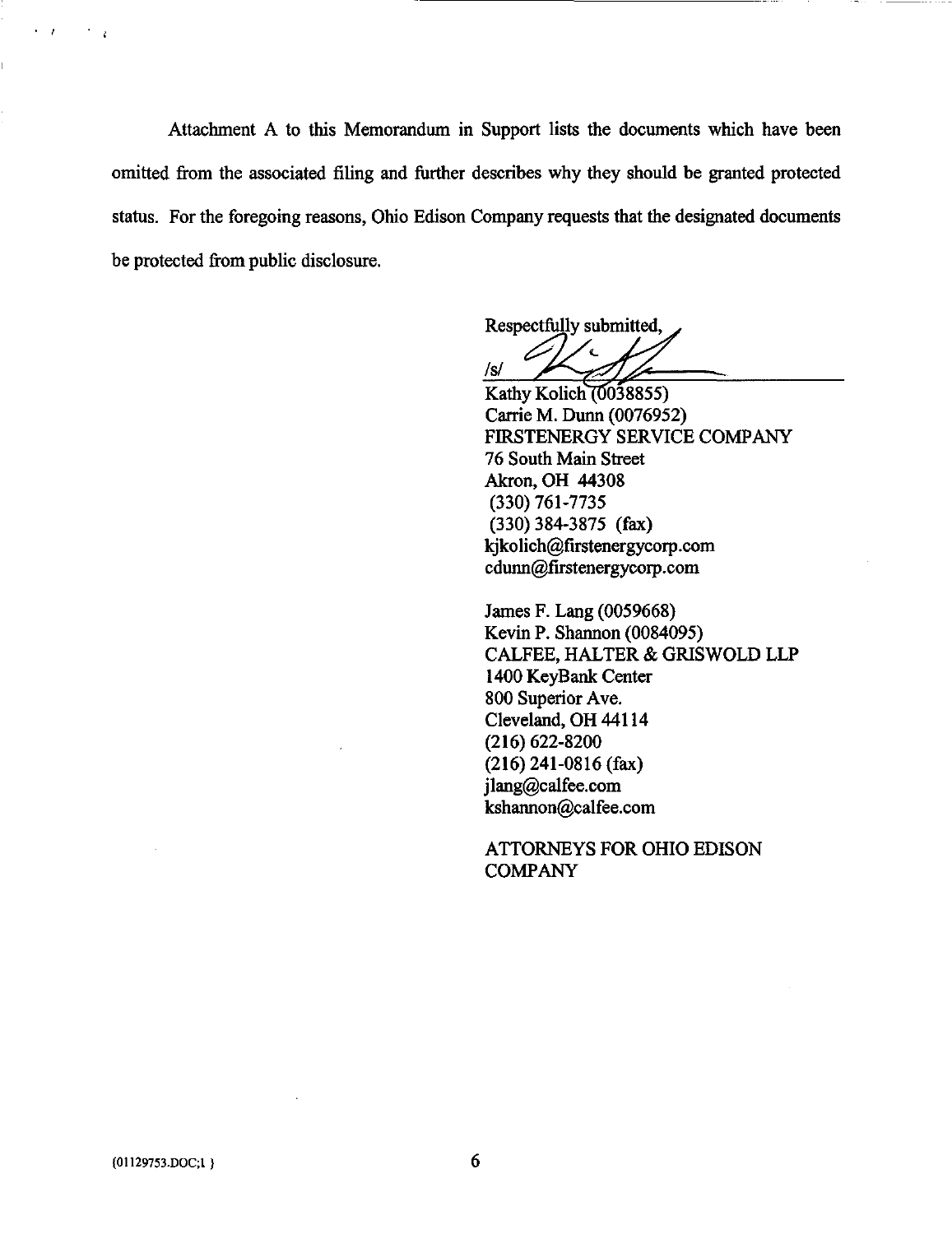Attachment A to this Memorandum in Support lists the documents which have been omitted from the associated filing and further describes why they should be granted protected status. For the foregoing reasons, Ohio Edison Company requests that the designated documents be protected from public disclosure.

Respectfully submitted,

/s/

Kathy Kolich (0038855)
Carrie M. Dunn (0076952)
FIRSTENERGY SERVICE COMPANY
76 South Main Street
Akron, OH 44308
(330) 761-7735
(330) 384-3875 (fax)
kjkolich@firstenergycorp.com
cdunn@firstenergycorp.com

James F. Lang (0059668)
Kevin P. Shannon (0084095)
CALFEE, HALTER & GRISWOLD LLP
1400 KeyBank Center
800 Superior Ave.
Cleveland, OH 44114
(216) 622-8200
(216) 241-0816 (fax)
jlang@calfee.com
kshannon@calfee.com

ATTORNEYS FOR OHIO EDISON COMPANY

{01129753.DOC;1 }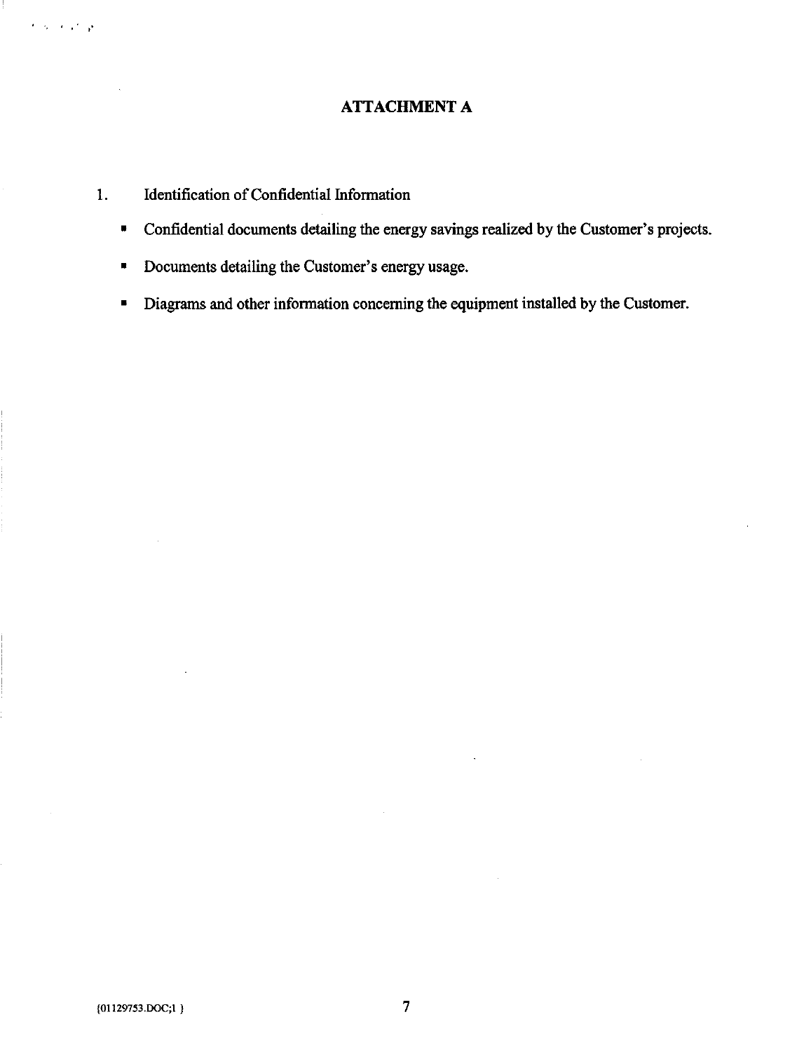# ATTACHMENT A

1. Identification of Confidential Information

   - Confidential documents detailing the energy savings realized by the Customer's projects.
   - Documents detailing the Customer's energy usage.
   - Diagrams and other information concerning the equipment installed by the Customer.

{01129753.DOC;1 }